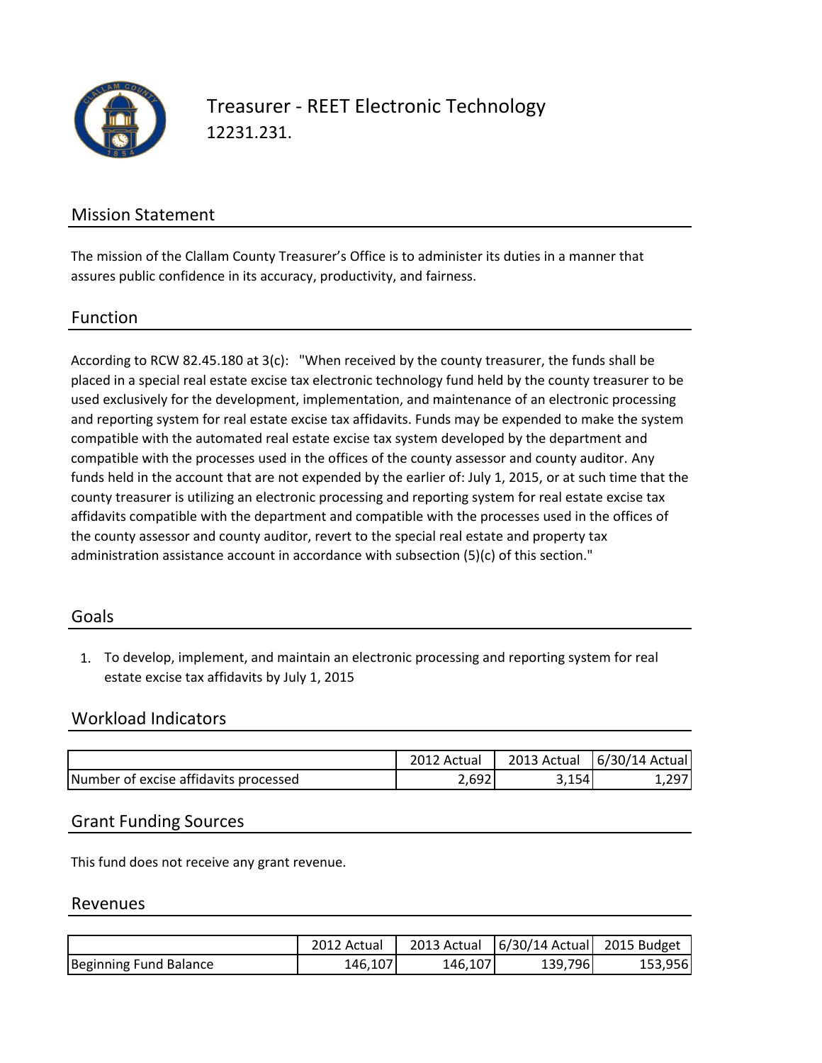# Treasurer - REET Electronic Technology

12231.231.

## Mission Statement

The mission of the Clallam County Treasurer's Office is to administer its duties in a manner that assures public confidence in its accuracy, productivity, and fairness.

## Function

According to RCW 82.45.180 at 3(c): "When received by the county treasurer, the funds shall be placed in a special real estate excise tax electronic technology fund held by the county treasurer to be used exclusively for the development, implementation, and maintenance of an electronic processing and reporting system for real estate excise tax affidavits. Funds may be expended to make the system compatible with the automated real estate excise tax system developed by the department and compatible with the processes used in the offices of the county assessor and county auditor. Any funds held in the account that are not expended by the earlier of: July 1, 2015, or at such time that the county treasurer is utilizing an electronic processing and reporting system for real estate excise tax affidavits compatible with the department and compatible with the processes used in the offices of the county assessor and county auditor, revert to the special real estate and property tax administration assistance account in accordance with subsection (5)(c) of this section."

## Goals

1. To develop, implement, and maintain an electronic processing and reporting system for real estate excise tax affidavits by July 1, 2015

## Workload Indicators

| | 2012 Actual | 2013 Actual | 6/30/14 Actual |
|---|---|---|---|
| Number of excise affidavits processed | 2,692 | 3,154 | 1,297 |

## Grant Funding Sources

This fund does not receive any grant revenue.

## Revenues

| | 2012 Actual | 2013 Actual | 6/30/14 Actual | 2015 Budget |
|---|---|---|---|---|
| Beginning Fund Balance | 146,107 | 146,107 | 139,796 | 153,956 |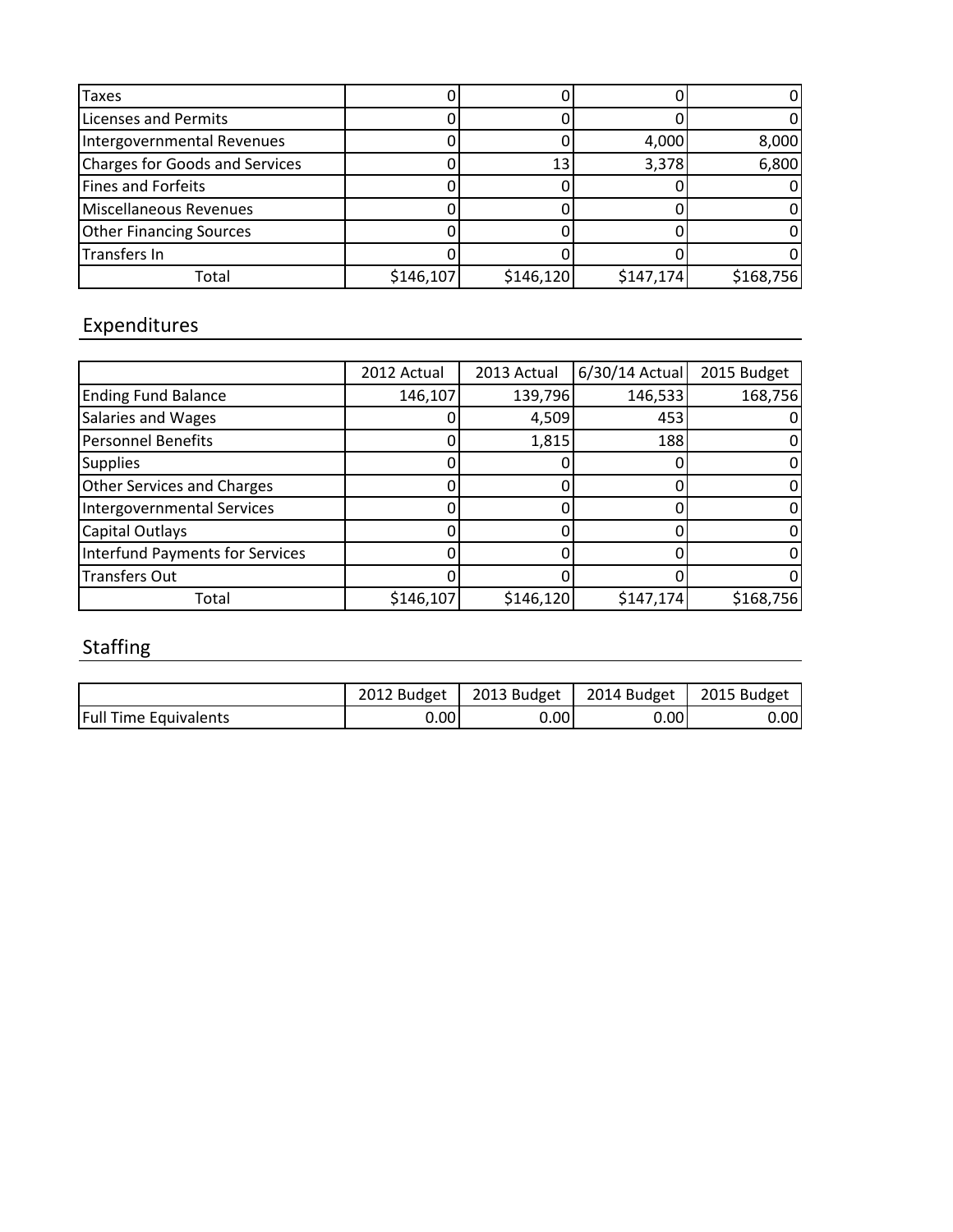| | | | | |
|---|---|---|---|---|
| Taxes | 0 | 0 | 0 | 0 |
| Licenses and Permits | 0 | 0 | 0 | 0 |
| Intergovernmental Revenues | 0 | 0 | 4,000 | 8,000 |
| Charges for Goods and Services | 0 | 13 | 3,378 | 6,800 |
| Fines and Forfeits | 0 | 0 | 0 | 0 |
| Miscellaneous Revenues | 0 | 0 | 0 | 0 |
| Other Financing Sources | 0 | 0 | 0 | 0 |
| Transfers In | 0 | 0 | 0 | 0 |
| Total | $146,107 | $146,120 | $147,174 | $168,756 |

## Expenditures

| | 2012 Actual | 2013 Actual | 6/30/14 Actual | 2015 Budget |
|---|---|---|---|---|
| Ending Fund Balance | 146,107 | 139,796 | 146,533 | 168,756 |
| Salaries and Wages | 0 | 4,509 | 453 | 0 |
| Personnel Benefits | 0 | 1,815 | 188 | 0 |
| Supplies | 0 | 0 | 0 | 0 |
| Other Services and Charges | 0 | 0 | 0 | 0 |
| Intergovernmental Services | 0 | 0 | 0 | 0 |
| Capital Outlays | 0 | 0 | 0 | 0 |
| Interfund Payments for Services | 0 | 0 | 0 | 0 |
| Transfers Out | 0 | 0 | 0 | 0 |
| Total | $146,107 | $146,120 | $147,174 | $168,756 |

## Staffing

| | 2012 Budget | 2013 Budget | 2014 Budget | 2015 Budget |
|---|---|---|---|---|
| Full Time Equivalents | 0.00 | 0.00 | 0.00 | 0.00 |